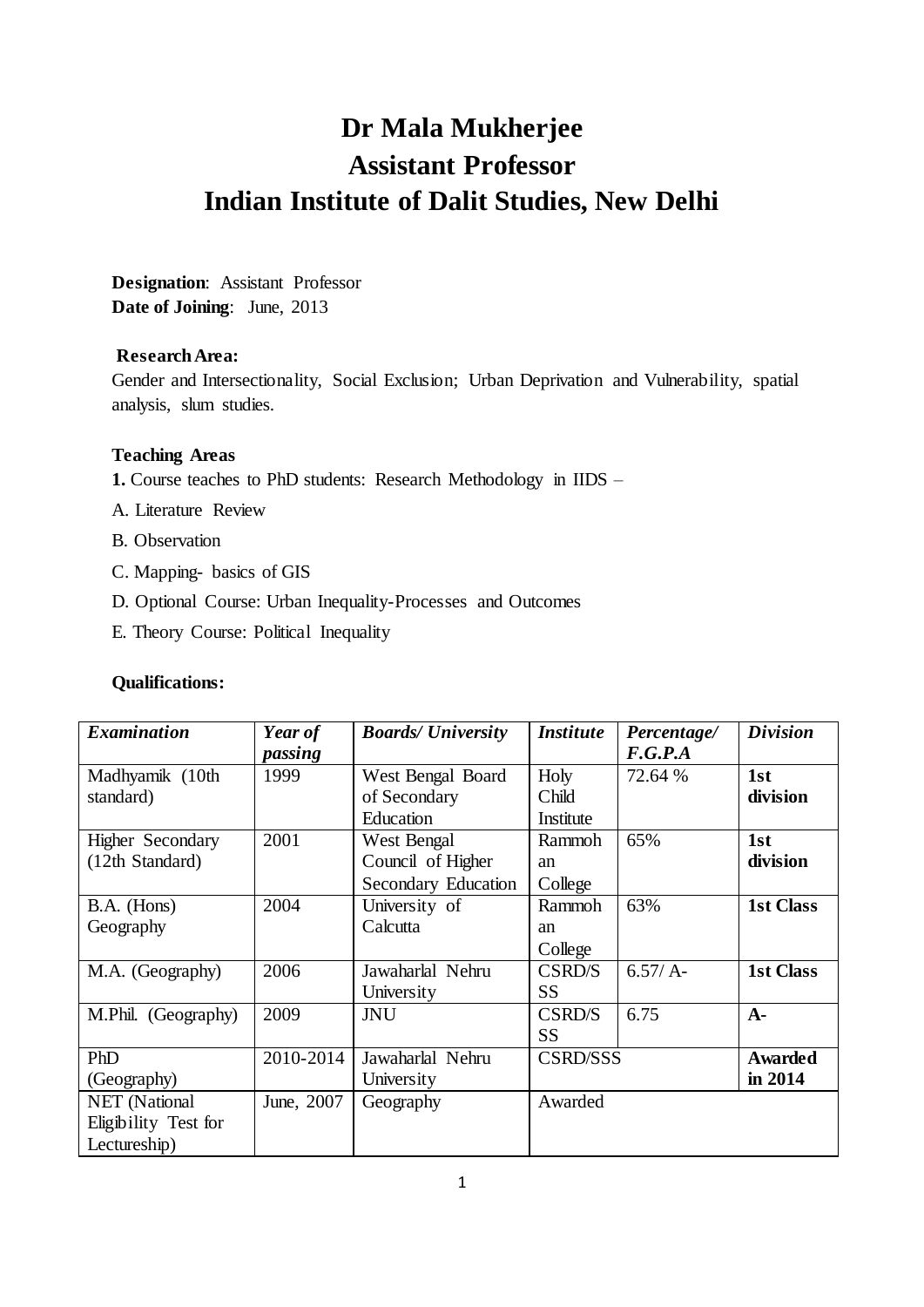# Dr Mala Mukherjee
# Assistant Professor
# Indian Institute of Dalit Studies, New Delhi

**Designation**: Assistant Professor
**Date of Joining**: June, 2013

**Research Area:**
Gender and Intersectionality, Social Exclusion; Urban Deprivation and Vulnerability, spatial analysis, slum studies.

**Teaching Areas**

**1.** Course teaches to PhD students: Research Methodology in IIDS –

A. Literature Review

B. Observation

C. Mapping- basics of GIS

D. Optional Course: Urban Inequality-Processes and Outcomes

E. Theory Course: Political Inequality

**Qualifications:**

| ***Examination*** | ***Year of passing*** | ***Boards/ University*** | ***Institute*** | ***Percentage/ F.G.P.A*** | ***Division*** |
|---|---|---|---|---|---|
| Madhyamik (10th standard) | 1999 | West Bengal Board of Secondary Education | Holy Child Institute | 72.64 % | **1st division** |
| Higher Secondary (12th Standard) | 2001 | West Bengal Council of Higher Secondary Education | Rammohan College | 65% | **1st division** |
| B.A. (Hons) Geography | 2004 | University of Calcutta | Rammohan College | 63% | **1st Class** |
| M.A. (Geography) | 2006 | Jawaharlal Nehru University | CSRD/SSS | 6.57/ A- | **1st Class** |
| M.Phil. (Geography) | 2009 | JNU | CSRD/SSS | 6.75 | **A-** |
| PhD (Geography) | 2010-2014 | Jawaharlal Nehru University | CSRD/SSS | | **Awarded in 2014** |
| NET (National Eligibility Test for Lectureship) | June, 2007 | Geography | Awarded | | |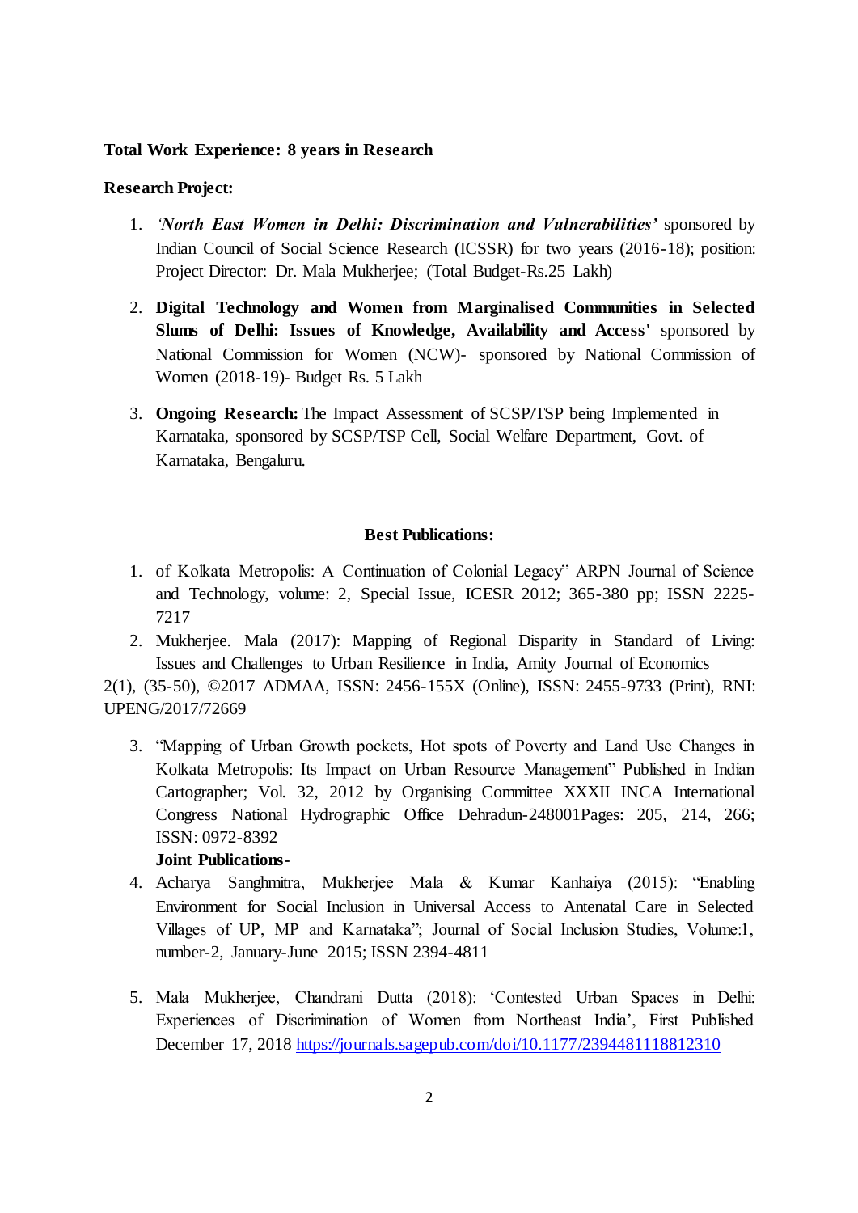**Total Work Experience: 8 years in Research**

**Research Project:**

1. ***'North East Women in Delhi: Discrimination and Vulnerabilities'*** sponsored by Indian Council of Social Science Research (ICSSR) for two years (2016-18); position: Project Director: Dr. Mala Mukherjee; (Total Budget-Rs.25 Lakh)

2. **Digital Technology and Women from Marginalised Communities in Selected Slums of Delhi: Issues of Knowledge, Availability and Access'** sponsored by National Commission for Women (NCW)- sponsored by National Commission of Women (2018-19)- Budget Rs. 5 Lakh

3. **Ongoing Research:** The Impact Assessment of SCSP/TSP being Implemented in Karnataka, sponsored by SCSP/TSP Cell, Social Welfare Department, Govt. of Karnataka, Bengaluru.

**Best Publications:**

1. of Kolkata Metropolis: A Continuation of Colonial Legacy" ARPN Journal of Science and Technology, volume: 2, Special Issue, ICESR 2012; 365-380 pp; ISSN 2225-7217
2. Mukherjee. Mala (2017): Mapping of Regional Disparity in Standard of Living: Issues and Challenges to Urban Resilience in India, Amity Journal of Economics

2(1), (35-50), ©2017 ADMAA, ISSN: 2456-155X (Online), ISSN: 2455-9733 (Print), RNI: UPENG/2017/72669

3. "Mapping of Urban Growth pockets, Hot spots of Poverty and Land Use Changes in Kolkata Metropolis: Its Impact on Urban Resource Management" Published in Indian Cartographer; Vol. 32, 2012 by Organising Committee XXXII INCA International Congress National Hydrographic Office Dehradun-248001Pages: 205, 214, 266; ISSN: 0972-8392

**Joint Publications-**

4. Acharya Sanghmitra, Mukherjee Mala & Kumar Kanhaiya (2015): "Enabling Environment for Social Inclusion in Universal Access to Antenatal Care in Selected Villages of UP, MP and Karnataka"; Journal of Social Inclusion Studies, Volume:1, number-2, January-June 2015; ISSN 2394-4811

5. Mala Mukherjee, Chandrani Dutta (2018): 'Contested Urban Spaces in Delhi: Experiences of Discrimination of Women from Northeast India', First Published December 17, 2018 https://journals.sagepub.com/doi/10.1177/2394481118812310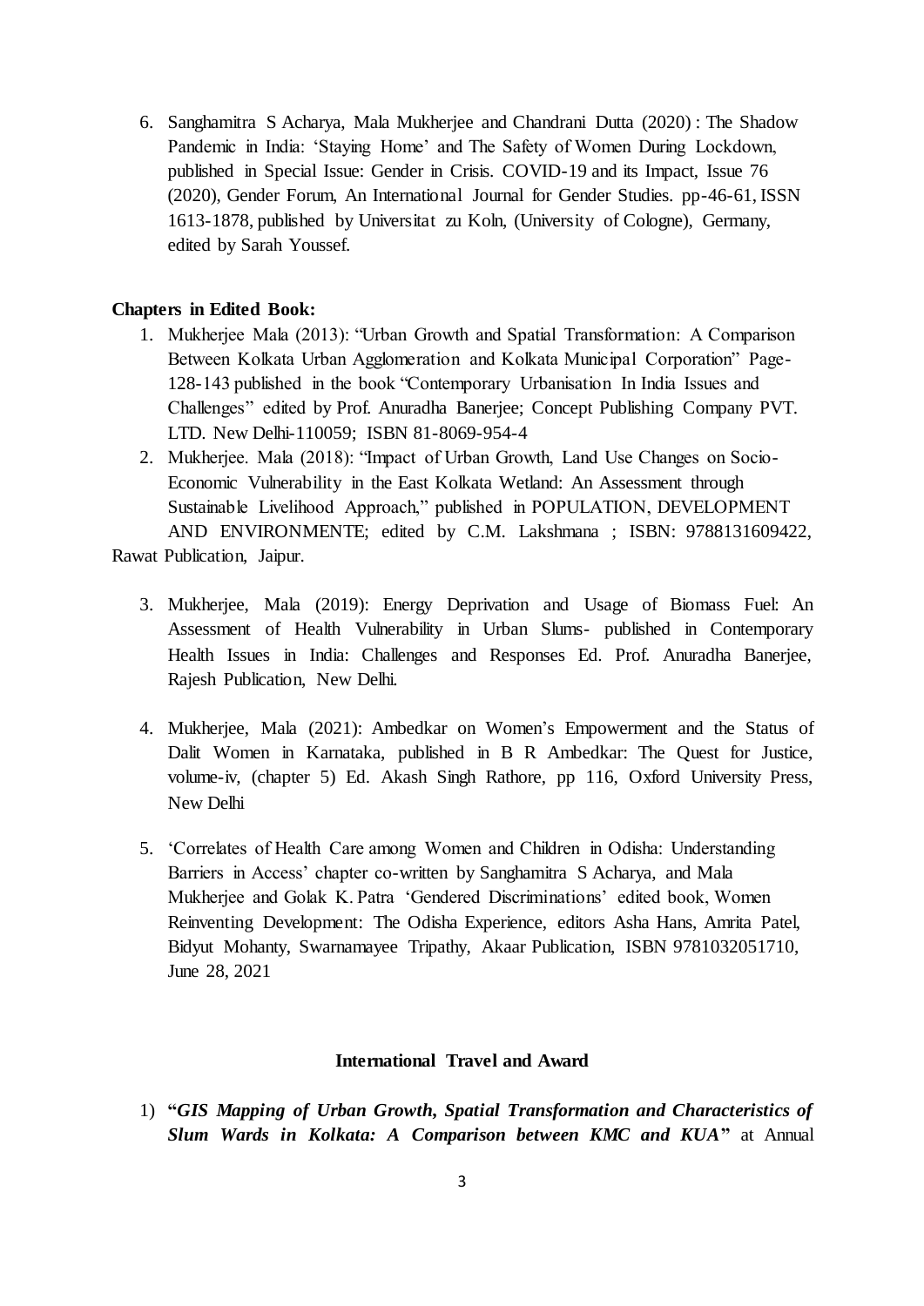6. Sanghamitra S Acharya, Mala Mukherjee and Chandrani Dutta (2020) : The Shadow Pandemic in India: 'Staying Home' and The Safety of Women During Lockdown, published in Special Issue: Gender in Crisis. COVID-19 and its Impact, Issue 76 (2020), Gender Forum, An International Journal for Gender Studies. pp-46-61, ISSN 1613-1878, published by Universitat zu Koln, (University of Cologne), Germany, edited by Sarah Youssef.

**Chapters in Edited Book:**

1. Mukherjee Mala (2013): "Urban Growth and Spatial Transformation: A Comparison Between Kolkata Urban Agglomeration and Kolkata Municipal Corporation" Page-128-143 published in the book "Contemporary Urbanisation In India Issues and Challenges" edited by Prof. Anuradha Banerjee; Concept Publishing Company PVT. LTD. New Delhi-110059; ISBN 81-8069-954-4
2. Mukherjee. Mala (2018): "Impact of Urban Growth, Land Use Changes on Socio-Economic Vulnerability in the East Kolkata Wetland: An Assessment through Sustainable Livelihood Approach," published in POPULATION, DEVELOPMENT AND ENVIRONMENTE; edited by C.M. Lakshmana ; ISBN: 9788131609422, Rawat Publication, Jaipur.
3. Mukherjee, Mala (2019): Energy Deprivation and Usage of Biomass Fuel: An Assessment of Health Vulnerability in Urban Slums- published in Contemporary Health Issues in India: Challenges and Responses Ed. Prof. Anuradha Banerjee, Rajesh Publication, New Delhi.
4. Mukherjee, Mala (2021): Ambedkar on Women's Empowerment and the Status of Dalit Women in Karnataka, published in B R Ambedkar: The Quest for Justice, volume-iv, (chapter 5) Ed. Akash Singh Rathore, pp 116, Oxford University Press, New Delhi
5. 'Correlates of Health Care among Women and Children in Odisha: Understanding Barriers in Access' chapter co-written by Sanghamitra S Acharya, and Mala Mukherjee and Golak K. Patra 'Gendered Discriminations' edited book, Women Reinventing Development: The Odisha Experience, editors Asha Hans, Amrita Patel, Bidyut Mohanty, Swarnamayee Tripathy, Akaar Publication, ISBN 9781032051710, June 28, 2021

## International Travel and Award

1) **"*GIS Mapping of Urban Growth, Spatial Transformation and Characteristics of Slum Wards in Kolkata: A Comparison between KMC and KUA*"** at Annual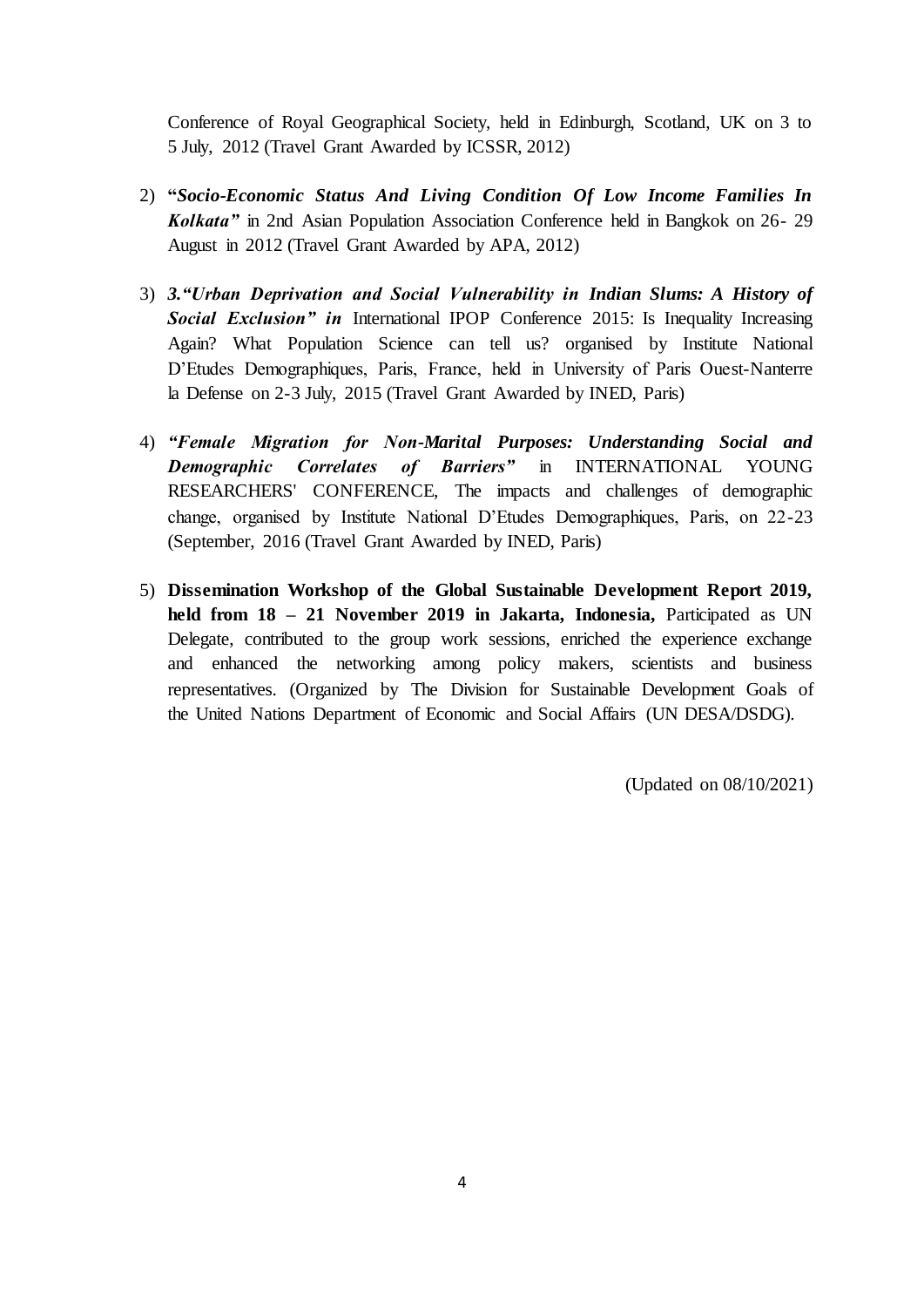Conference of Royal Geographical Society, held in Edinburgh, Scotland, UK on 3 to 5 July, 2012 (Travel Grant Awarded by ICSSR, 2012)

2) **"*Socio-Economic Status And Living Condition Of Low Income Families In Kolkata*"** in 2nd Asian Population Association Conference held in Bangkok on 26- 29 August in 2012 (Travel Grant Awarded by APA, 2012)

3) ***3."Urban Deprivation and Social Vulnerability in Indian Slums: A History of Social Exclusion" in*** International IPOP Conference 2015: Is Inequality Increasing Again? What Population Science can tell us? organised by Institute National D'Etudes Demographiques, Paris, France, held in University of Paris Ouest-Nanterre la Defense on 2-3 July, 2015 (Travel Grant Awarded by INED, Paris)

4) ***"Female Migration for Non-Marital Purposes: Understanding Social and Demographic Correlates of Barriers"*** in INTERNATIONAL YOUNG RESEARCHERS' CONFERENCE, The impacts and challenges of demographic change, organised by Institute National D'Etudes Demographiques, Paris, on 22-23 (September, 2016 (Travel Grant Awarded by INED, Paris)

5) **Dissemination Workshop of the Global Sustainable Development Report 2019, held from 18 – 21 November 2019 in Jakarta, Indonesia,** Participated as UN Delegate, contributed to the group work sessions, enriched the experience exchange and enhanced the networking among policy makers, scientists and business representatives. (Organized by The Division for Sustainable Development Goals of the United Nations Department of Economic and Social Affairs (UN DESA/DSDG).

(Updated on 08/10/2021)